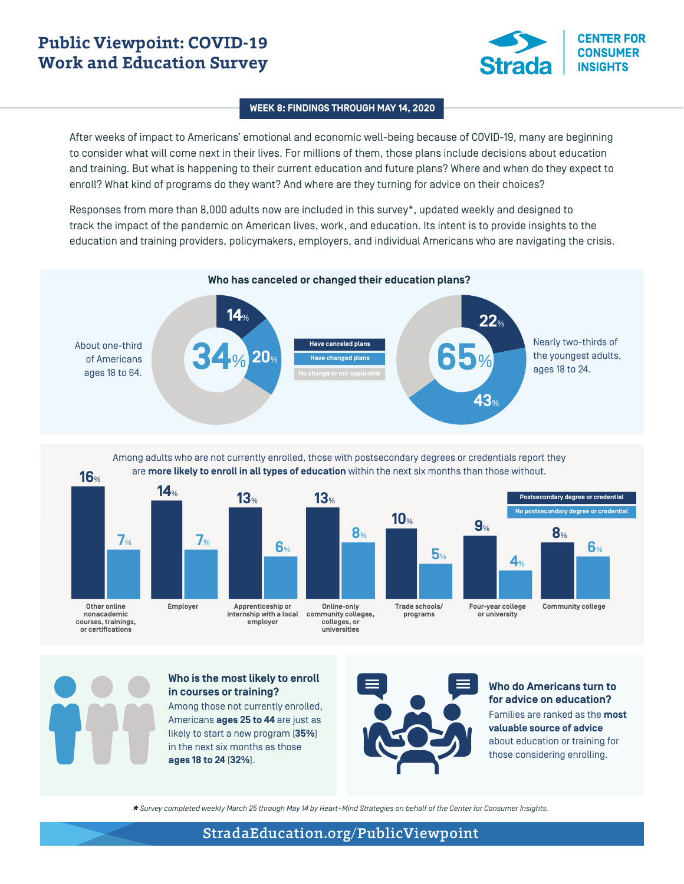# Public Viewpoint: COVID-19 Work and Education Survey

Strada | CENTER FOR CONSUMER INSIGHTS

**WEEK 8: FINDINGS THROUGH MAY 14, 2020**

After weeks of impact to Americans' emotional and economic well-being because of COVID-19, many are beginning to consider what will come next in their lives. For millions of them, those plans include decisions about education and training. But what is happening to their current education and future plans? Where and when do they expect to enroll? What kind of programs do they want? And where are they turning for advice on their choices?

Responses from more than 8,000 adults now are included in this survey*, updated weekly and designed to track the impact of the pandemic on American lives, work, and education. Its intent is to provide insights to the education and training providers, policymakers, employers, and individual Americans who are navigating the crisis.

## Who has canceled or changed their education plans?

| | Have canceled plans | Have changed plans | Total |
|---|---|---|---|
| About one-third of Americans ages 18 to 64. | 14% | 20% | 34% |
| Nearly two-thirds of the youngest adults, ages 18 to 24. | 22% | 43% | 65% |

Legend: Have canceled plans; Have changed plans; No change or not applicable

## Among adults who are not currently enrolled, those with postsecondary degrees or credentials report they are **more likely to enroll in all types of education** within the next six months than those without.

| Type of education | Postsecondary degree or credential | No postsecondary degree or credential |
|---|---|---|
| Other online nonacademic courses, trainings, or certifications | 16% | 7% |
| Employer | 14% | 7% |
| Apprenticeship or internship with a local employer | 13% | 6% |
| Online-only community colleges, colleges, or universities | 13% | 8% |
| Trade schools/ programs | 10% | 5% |
| Four-year college or university | 9% | 4% |
| Community college | 8% | 6% |

### Who is the most likely to enroll in courses or training?

Among those not currently enrolled, Americans **ages 25 to 44** are just as likely to start a new program (**35%**) in the next six months as those **ages 18 to 24** (**32%**).

### Who do Americans turn to for advice on education?

Families are ranked as the **most valuable source of advice** about education or training for those considering enrolling.

*\* Survey completed weekly March 25 through May 14 by Heart+Mind Strategies on behalf of the Center for Consumer Insights.*

StradaEducation.org/PublicViewpoint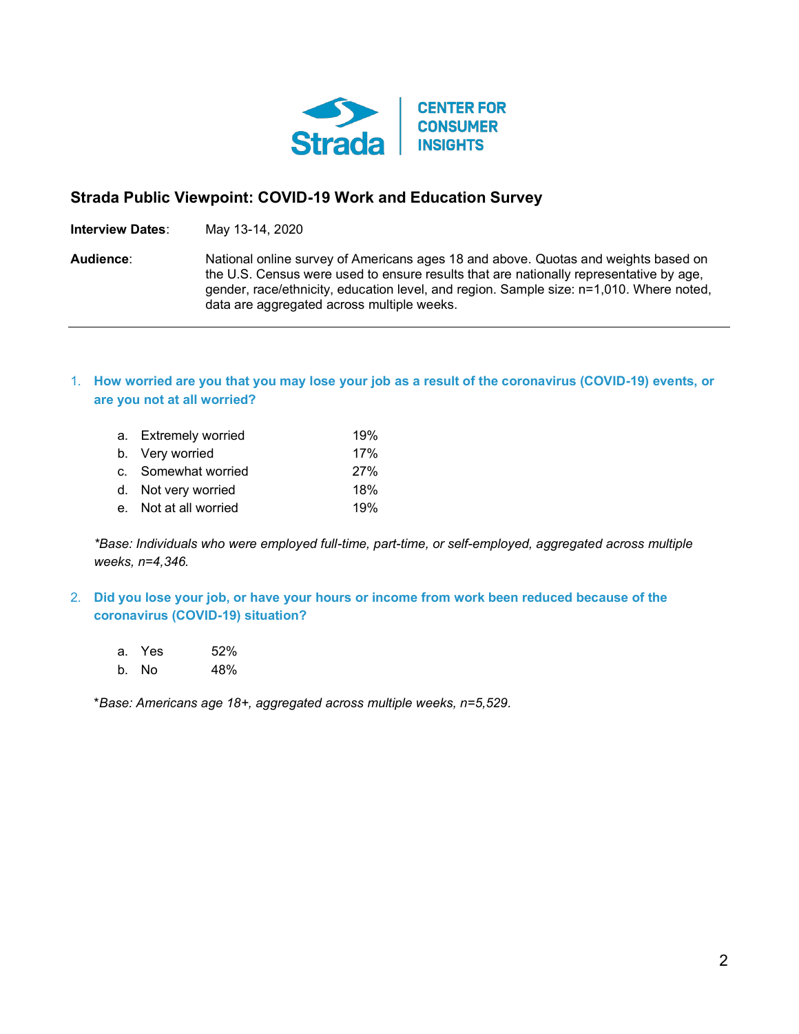**Strada CENTER FOR CONSUMER INSIGHTS**

## Strada Public Viewpoint: COVID-19 Work and Education Survey

**Interview Dates**: May 13-14, 2020

**Audience**: National online survey of Americans ages 18 and above. Quotas and weights based on the U.S. Census were used to ensure results that are nationally representative by age, gender, race/ethnicity, education level, and region. Sample size: n=1,010. Where noted, data are aggregated across multiple weeks.

---

### 1. How worried are you that you may lose your job as a result of the coronavirus (COVID-19) events, or are you not at all worried?

| | |
|---|---|
| a. Extremely worried | 19% |
| b. Very worried | 17% |
| c. Somewhat worried | 27% |
| d. Not very worried | 18% |
| e. Not at all worried | 19% |

*\*Base: Individuals who were employed full-time, part-time, or self-employed, aggregated across multiple weeks, n=4,346.*

### 2. Did you lose your job, or have your hours or income from work been reduced because of the coronavirus (COVID-19) situation?

| | |
|---|---|
| a. Yes | 52% |
| b. No | 48% |

*\*Base: Americans age 18+, aggregated across multiple weeks, n=5,529.*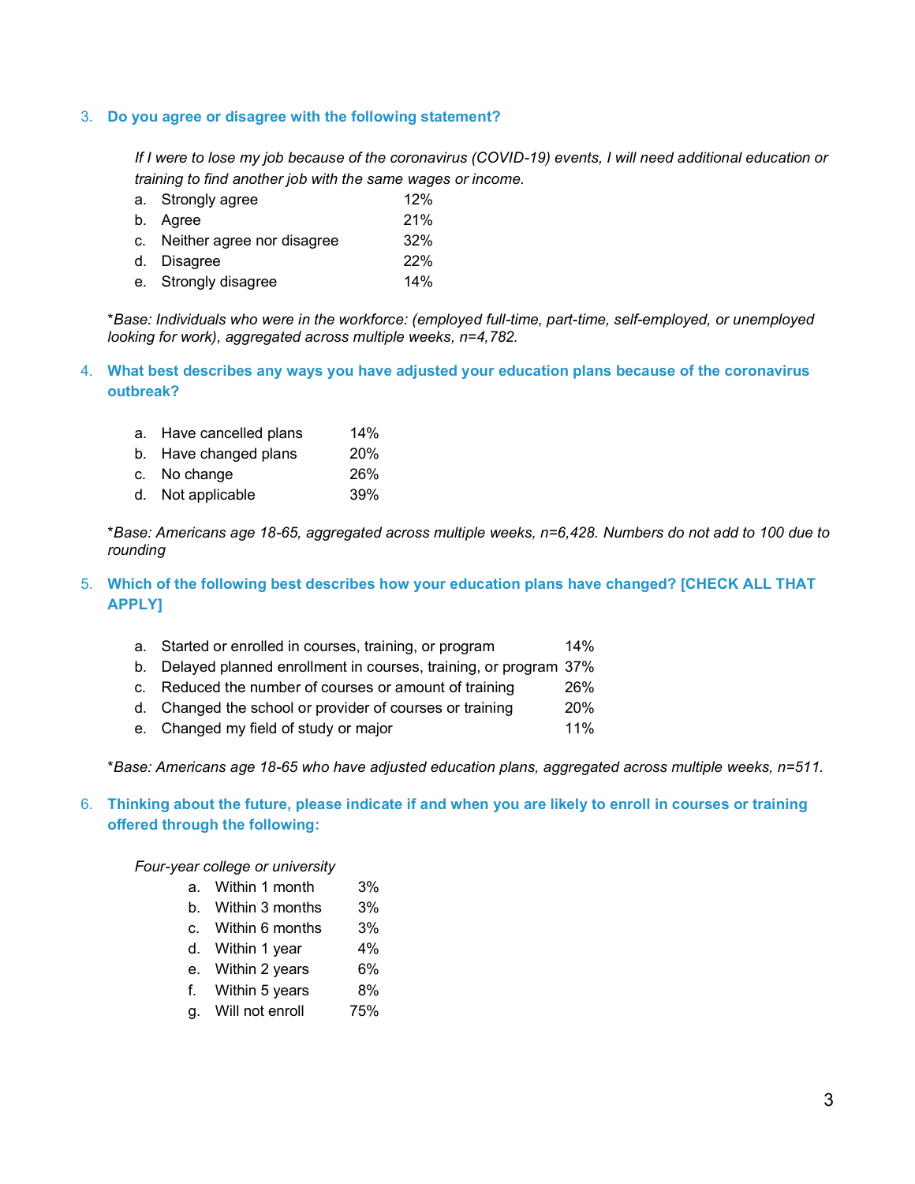3. **Do you agree or disagree with the following statement?**

*If I were to lose my job because of the coronavirus (COVID-19) events, I will need additional education or training to find another job with the same wages or income.*

| | | |
|---|---|---|
| a. | Strongly agree | 12% |
| b. | Agree | 21% |
| c. | Neither agree nor disagree | 32% |
| d. | Disagree | 22% |
| e. | Strongly disagree | 14% |

**Base: Individuals who were in the workforce: (employed full-time, part-time, self-employed, or unemployed looking for work), aggregated across multiple weeks, n=4,782.*

4. **What best describes any ways you have adjusted your education plans because of the coronavirus outbreak?**

| | | |
|---|---|---|
| a. | Have cancelled plans | 14% |
| b. | Have changed plans | 20% |
| c. | No change | 26% |
| d. | Not applicable | 39% |

**Base: Americans age 18-65, aggregated across multiple weeks, n=6,428. Numbers do not add to 100 due to rounding*

5. **Which of the following best describes how your education plans have changed? [CHECK ALL THAT APPLY]**

| | | |
|---|---|---|
| a. | Started or enrolled in courses, training, or program | 14% |
| b. | Delayed planned enrollment in courses, training, or program | 37% |
| c. | Reduced the number of courses or amount of training | 26% |
| d. | Changed the school or provider of courses or training | 20% |
| e. | Changed my field of study or major | 11% |

**Base: Americans age 18-65 who have adjusted education plans, aggregated across multiple weeks, n=511.*

6. **Thinking about the future, please indicate if and when you are likely to enroll in courses or training offered through the following:**

*Four-year college or university*

| | | |
|---|---|---|
| a. | Within 1 month | 3% |
| b. | Within 3 months | 3% |
| c. | Within 6 months | 3% |
| d. | Within 1 year | 4% |
| e. | Within 2 years | 6% |
| f. | Within 5 years | 8% |
| g. | Will not enroll | 75% |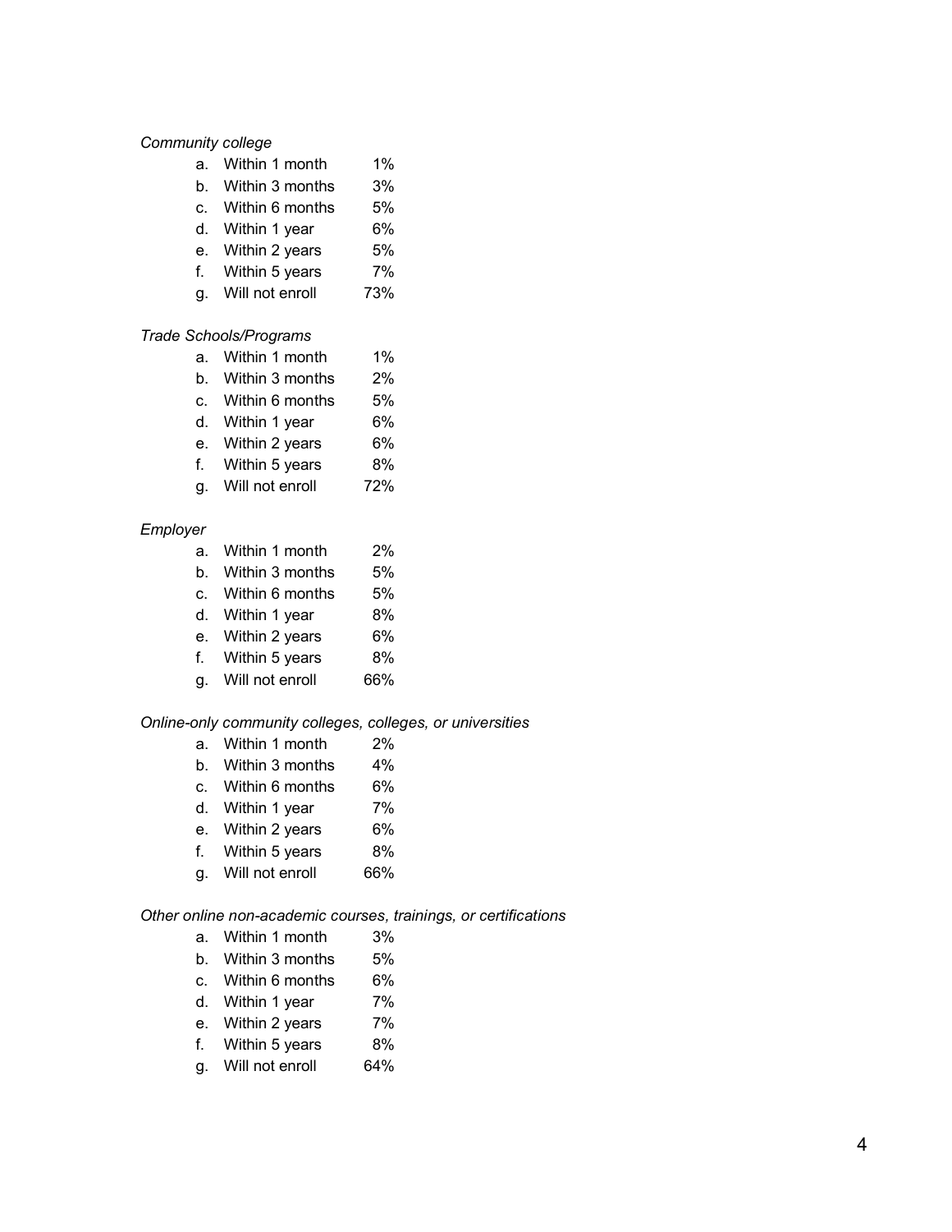*Community college*

a. Within 1 month 1%
b. Within 3 months 3%
c. Within 6 months 5%
d. Within 1 year 6%
e. Within 2 years 5%
f. Within 5 years 7%
g. Will not enroll 73%

*Trade Schools/Programs*

a. Within 1 month 1%
b. Within 3 months 2%
c. Within 6 months 5%
d. Within 1 year 6%
e. Within 2 years 6%
f. Within 5 years 8%
g. Will not enroll 72%

*Employer*

a. Within 1 month 2%
b. Within 3 months 5%
c. Within 6 months 5%
d. Within 1 year 8%
e. Within 2 years 6%
f. Within 5 years 8%
g. Will not enroll 66%

*Online-only community colleges, colleges, or universities*

a. Within 1 month 2%
b. Within 3 months 4%
c. Within 6 months 6%
d. Within 1 year 7%
e. Within 2 years 6%
f. Within 5 years 8%
g. Will not enroll 66%

*Other online non-academic courses, trainings, or certifications*

a. Within 1 month 3%
b. Within 3 months 5%
c. Within 6 months 6%
d. Within 1 year 7%
e. Within 2 years 7%
f. Within 5 years 8%
g. Will not enroll 64%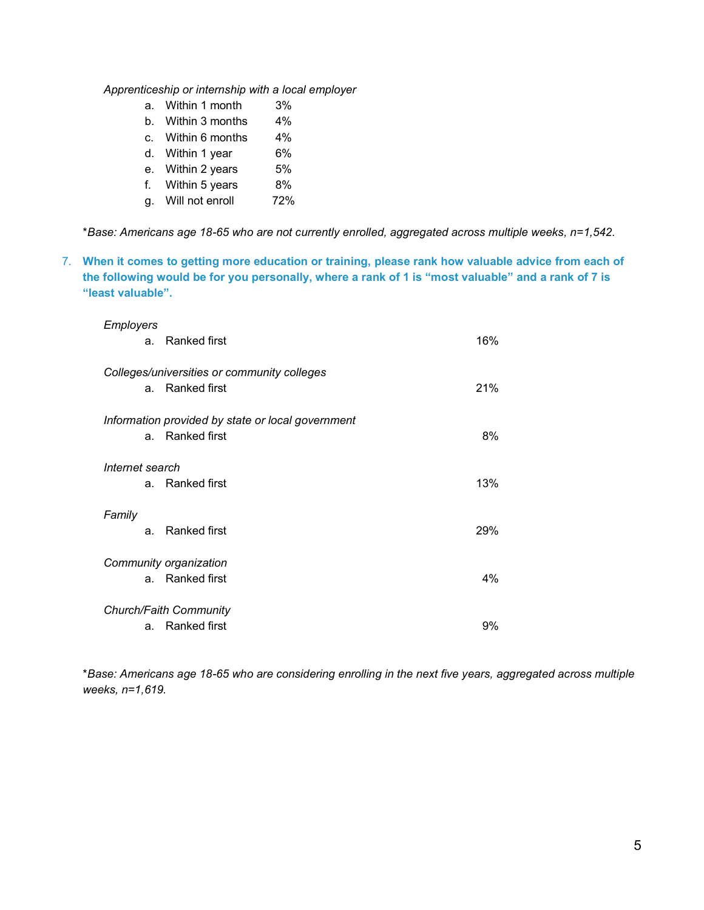*Apprenticeship or internship with a local employer*

a. Within 1 month 3%
b. Within 3 months 4%
c. Within 6 months 4%
d. Within 1 year 6%
e. Within 2 years 5%
f. Within 5 years 8%
g. Will not enroll 72%

*\*Base: Americans age 18-65 who are not currently enrolled, aggregated across multiple weeks, n=1,542.*

7. **When it comes to getting more education or training, please rank how valuable advice from each of the following would be for you personally, where a rank of 1 is "most valuable" and a rank of 7 is "least valuable".**

*Employers*

a. Ranked first 16%

*Colleges/universities or community colleges*

a. Ranked first 21%

*Information provided by state or local government*

a. Ranked first 8%

*Internet search*

a. Ranked first 13%

*Family*

a. Ranked first 29%

*Community organization*

a. Ranked first 4%

*Church/Faith Community*

a. Ranked first 9%

*\*Base: Americans age 18-65 who are considering enrolling in the next five years, aggregated across multiple weeks, n=1,619.*